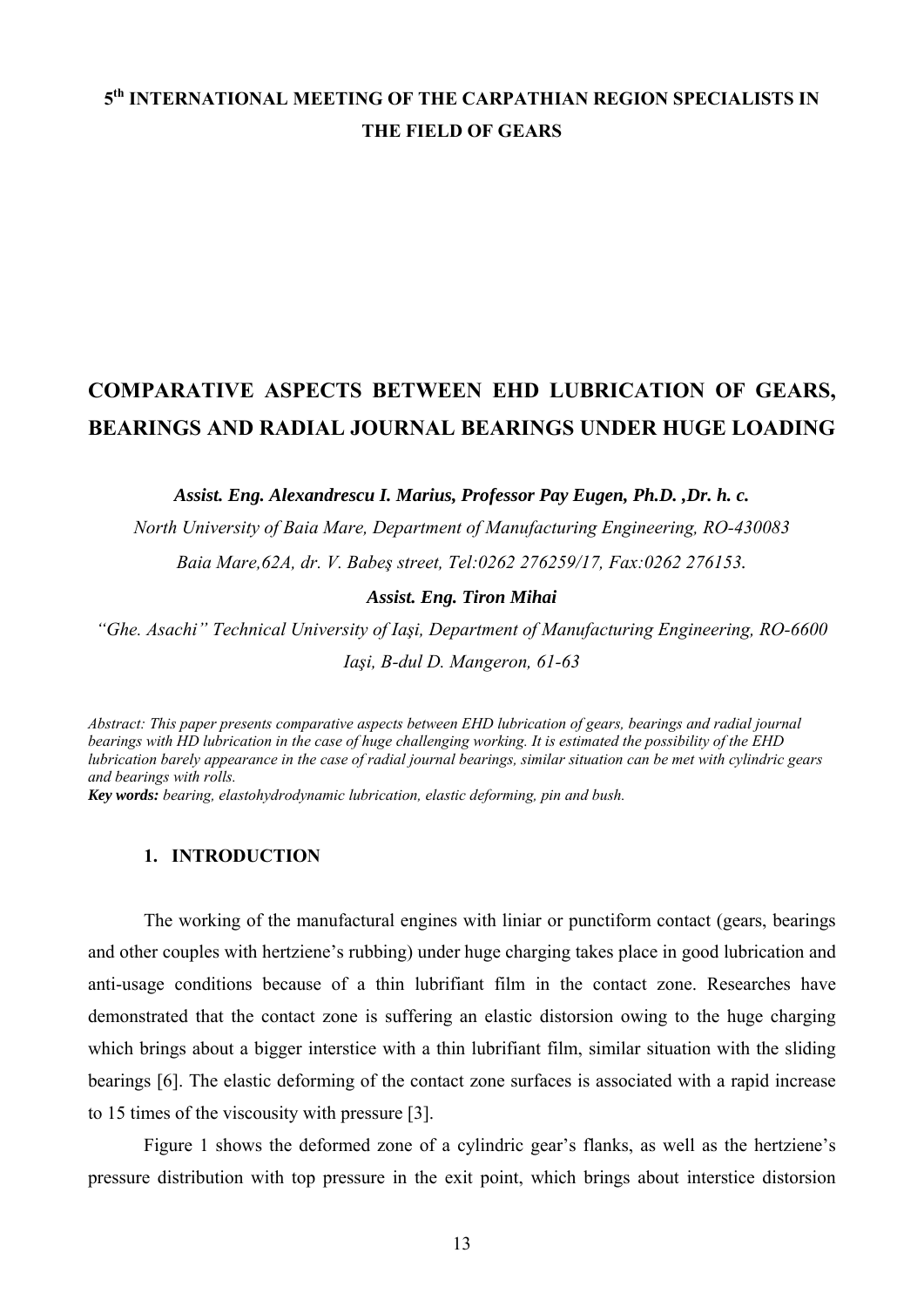**5th INTERNATIONAL MEETING OF THE CARPATHIAN REGION SPECIALISTS IN THE FIELD OF GEARS**

# COMPARATIVE ASPECTS BETWEEN EHD LUBRICATION OF GEARS, BEARINGS AND RADIAL JOURNAL BEARINGS UNDER HUGE LOADING

***Assist. Eng. Alexandrescu I. Marius, Professor Pay Eugen, Ph.D. ,Dr. h. c.***

*North University of Baia Mare, Department of Manufacturing Engineering, RO-430083 Baia Mare,62A, dr. V. Babeş street, Tel:0262 276259/17, Fax:0262 276153.*

***Assist. Eng. Tiron Mihai***

*"Ghe. Asachi" Technical University of Iaşi, Department of Manufacturing Engineering, RO-6600 Iaşi, B-dul D. Mangeron, 61-63*

*Abstract: This paper presents comparative aspects between EHD lubrication of gears, bearings and radial journal bearings with HD lubrication in the case of huge challenging working. It is estimated the possibility of the EHD lubrication barely appearance in the case of radial journal bearings, similar situation can be met with cylindric gears and bearings with rolls.*

***Key words:*** *bearing, elastohydrodynamic lubrication, elastic deforming, pin and bush.*

## 1. INTRODUCTION

The working of the manufactural engines with liniar or punctiform contact (gears, bearings and other couples with hertziene's rubbing) under huge charging takes place in good lubrication and anti-usage conditions because of a thin lubrifiant film in the contact zone. Researches have demonstrated that the contact zone is suffering an elastic distorsion owing to the huge charging which brings about a bigger interstice with a thin lubrifiant film, similar situation with the sliding bearings [6]. The elastic deforming of the contact zone surfaces is associated with a rapid increase to 15 times of the viscousity with pressure [3].

Figure 1 shows the deformed zone of a cylindric gear's flanks, as well as the hertziene's pressure distribution with top pressure in the exit point, which brings about interstice distorsion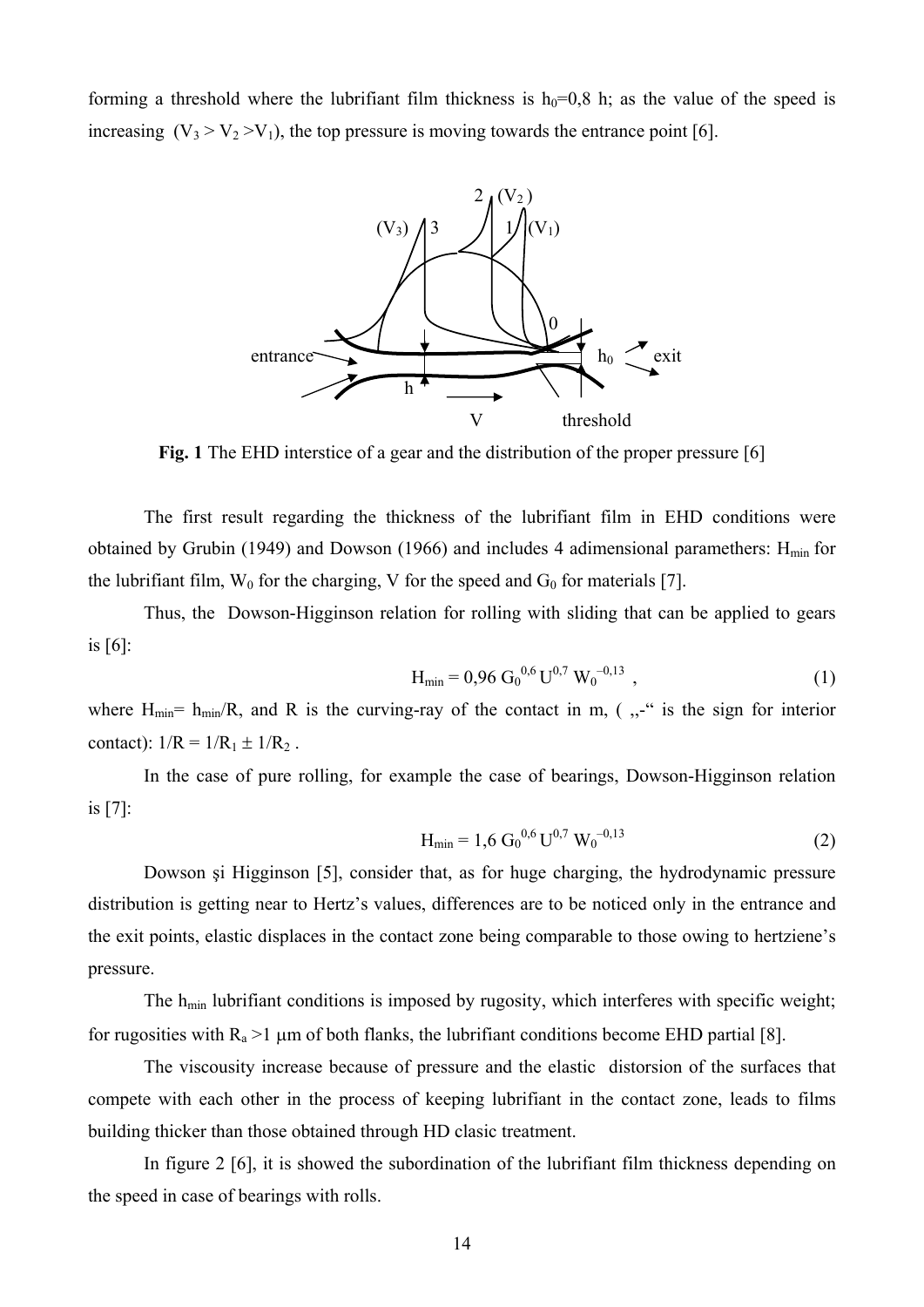forming a threshold where the lubrifiant film thickness is $h_0$=0,8 h; as the value of the speed is increasing ($V_3 > V_2 > V_1$), the top pressure is moving towards the entrance point [6].

**Fig. 1** The EHD interstice of a gear and the distribution of the proper pressure [6]

The first result regarding the thickness of the lubrifiant film in EHD conditions were obtained by Grubin (1949) and Dowson (1966) and includes 4 adimensional paramethers: $H_{min}$ for the lubrifiant film, $W_0$ for the charging, V for the speed and $G_0$ for materials [7].

Thus, the Dowson-Higginson relation for rolling with sliding that can be applied to gears is [6]:

$$H_{min} = 0{,}96\, G_0^{0,6}\, U^{0,7}\, W_0^{-0,13} \,, \tag{1}$$

where $H_{min} = h_{min}/R$, and R is the curving-ray of the contact in m, ( „-“ is the sign for interior contact): $1/R = 1/R_1 \pm 1/R_2$ .

In the case of pure rolling, for example the case of bearings, Dowson-Higginson relation is [7]:

$$H_{min} = 1{,}6\, G_0^{0,6}\, U^{0,7}\, W_0^{-0,13} \tag{2}$$

Dowson şi Higginson [5], consider that, as for huge charging, the hydrodynamic pressure distribution is getting near to Hertz’s values, differences are to be noticed only in the entrance and the exit points, elastic displaces in the contact zone being comparable to those owing to hertziene’s pressure.

The $h_{min}$ lubrifiant conditions is imposed by rugosity, which interferes with specific weight; for rugosities with $R_a$ >1 μm of both flanks, the lubrifiant conditions become EHD partial [8].

The viscousity increase because of pressure and the elastic distorsion of the surfaces that compete with each other in the process of keeping lubrifiant in the contact zone, leads to films building thicker than those obtained through HD clasic treatment.

In figure 2 [6], it is showed the subordination of the lubrifiant film thickness depending on the speed in case of bearings with rolls.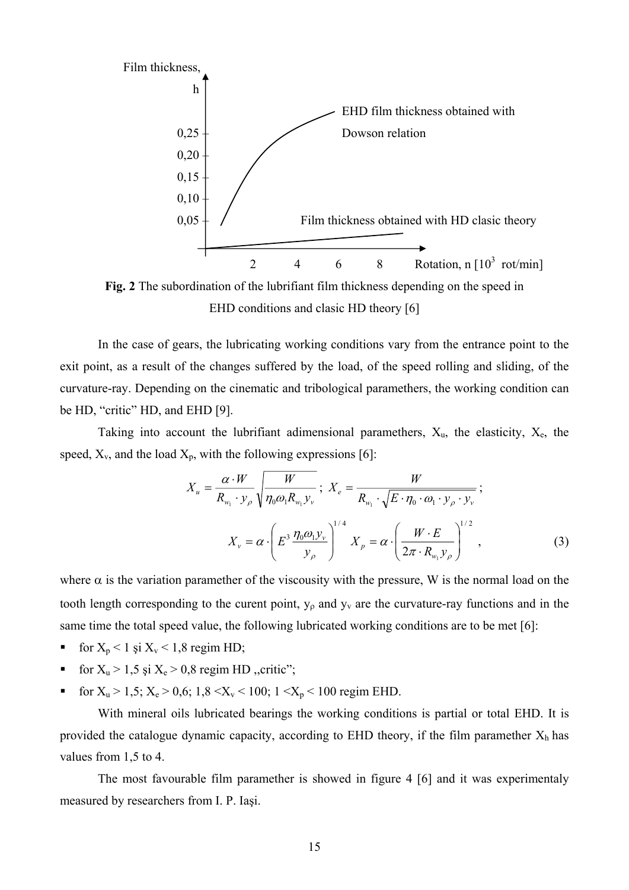Film thickness, h

0,25
0,20
0,15
0,10
0,05

EHD film thickness obtained with Dowson relation

Film thickness obtained with HD clasic theory

2 4 6 8 Rotation, n [$10^3$ rot/min]

**Fig. 2** The subordination of the lubrifiant film thickness depending on the speed in EHD conditions and clasic HD theory [6]

In the case of gears, the lubricating working conditions vary from the entrance point to the exit point, as a result of the changes suffered by the load, of the speed rolling and sliding, of the curvature-ray. Depending on the cinematic and tribological parameters, the working condition can be HD, "critic" HD, and EHD [9].

Taking into account the lubrifiant adimensional parameters, $X_u$, the elasticity, $X_e$, the speed, $X_v$, and the load $X_p$, with the following expressions [6]:

$$X_u = \frac{\alpha \cdot W}{R_{w_1} \cdot y_\rho} \sqrt{\frac{W}{\eta_0 \omega_1 R_{w_1} y_v}}; \; X_e = \frac{W}{R_{w_1} \cdot \sqrt{E \cdot \eta_0 \cdot \omega_1 \cdot y_\rho \cdot y_v}};$$

$$X_v = \alpha \cdot \left( E^3 \frac{\eta_0 \omega_1 y_v}{y_\rho} \right)^{1/4} \; X_p = \alpha \cdot \left( \frac{W \cdot E}{2\pi \cdot R_{w_1} y_\rho} \right)^{1/2}, \tag{3}$$

where $\alpha$ is the variation parameter of the viscousity with the pressure, W is the normal load on the tooth length corresponding to the curent point, $y_\rho$ and $y_v$ are the curvature-ray functions and in the same time the total speed value, the following lubricated working conditions are to be met [6]:

- for $X_p < 1$ şi $X_v < 1,8$ regim HD;
- for $X_u > 1,5$ şi $X_e > 0,8$ regim HD ,,critic";
- for $X_u > 1,5$; $X_e > 0,6$; $1,8 < X_v < 100$; $1 < X_p < 100$ regim EHD.

With mineral oils lubricated bearings the working conditions is partial or total EHD. It is provided the catalogue dynamic capacity, according to EHD theory, if the film paramether $X_h$ has values from 1,5 to 4.

The most favourable film paramether is showed in figure 4 [6] and it was experimentaly measured by researchers from I. P. Iaşi.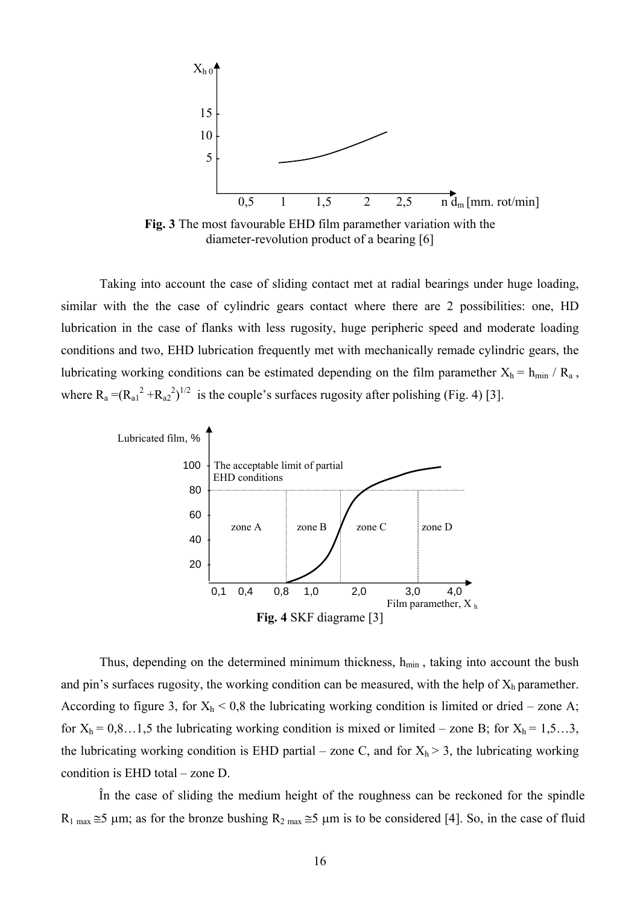**Fig. 3** The most favourable EHD film parameter variation with the diameter-revolution product of a bearing [6]

Taking into account the case of sliding contact met at radial bearings under huge loading, similar with the the case of cylindric gears contact where there are 2 possibilities: one, HD lubrication in the case of flanks with less rugosity, huge peripheric speed and moderate loading conditions and two, EHD lubrication frequently met with mechanically remade cylindric gears, the lubricating working conditions can be estimated depending on the film parameter $X_h = h_{min} / R_a$, where $R_a = (R_{a1}^2 + R_{a2}^2)^{1/2}$ is the couple's surfaces rugosity after polishing (Fig. 4) [3].

**Fig. 4** SKF diagrame [3]

Thus, depending on the determined minimum thickness, $h_{min}$, taking into account the bush and pin's surfaces rugosity, the working condition can be measured, with the help of $X_h$ parameter. According to figure 3, for $X_h < 0{,}8$ the lubricating working condition is limited or dried – zone A; for $X_h = 0{,}8…1{,}5$ the lubricating working condition is mixed or limited – zone B; for $X_h = 1{,}5…3$, the lubricating working condition is EHD partial – zone C, and for $X_h > 3$, the lubricating working condition is EHD total – zone D.

În the case of sliding the medium height of the roughness can be reckoned for the spindle $R_{1\,max} \cong 5$ μm; as for the bronze bushing $R_{2\,max} \cong 5$ μm is to be considered [4]. So, in the case of fluid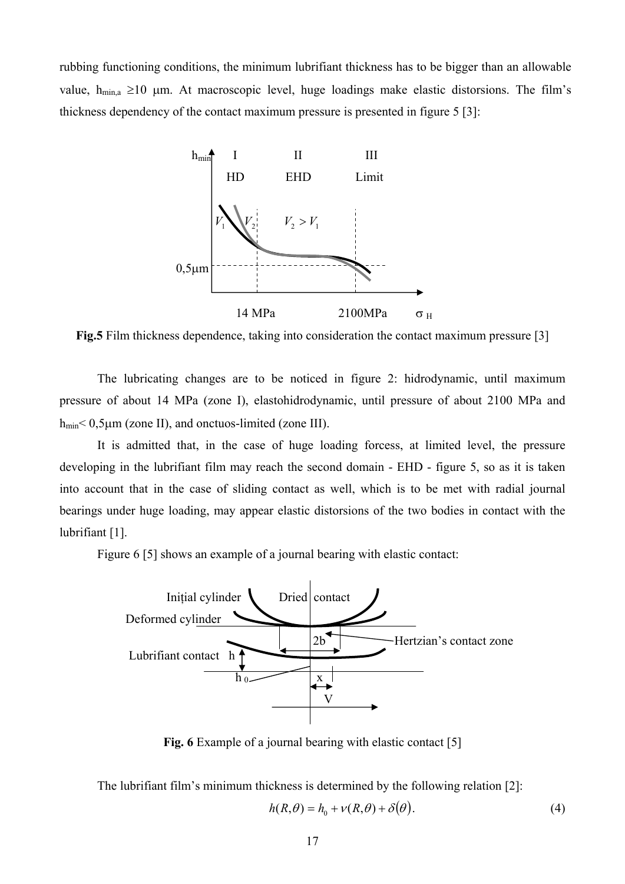rubbing functioning conditions, the minimum lubrifiant thickness has to be bigger than an allowable value, $h_{min,a} \geq 10$ μm. At macroscopic level, huge loadings make elastic distorsions. The film's thickness dependency of the contact maximum pressure is presented in figure 5 [3]:

**Fig.5** Film thickness dependence, taking into consideration the contact maximum pressure [3]

The lubricating changes are to be noticed in figure 2: hidrodynamic, until maximum pressure of about 14 MPa (zone I), elastohidrodynamic, until pressure of about 2100 MPa and $h_{min}$< 0,5μm (zone II), and onctuos-limited (zone III).

It is admitted that, in the case of huge loading forcess, at limited level, the pressure developing in the lubrifiant film may reach the second domain - EHD - figure 5, so as it is taken into account that in the case of sliding contact as well, which is to be met with radial journal bearings under huge loading, may appear elastic distorsions of the two bodies in contact with the lubrifiant [1].

Figure 6 [5] shows an example of a journal bearing with elastic contact:

**Fig. 6** Example of a journal bearing with elastic contact [5]

The lubrifiant film's minimum thickness is determined by the following relation [2]:

$$h(R,\theta) = h_0 + \nu(R,\theta) + \delta(\theta). \tag{4}$$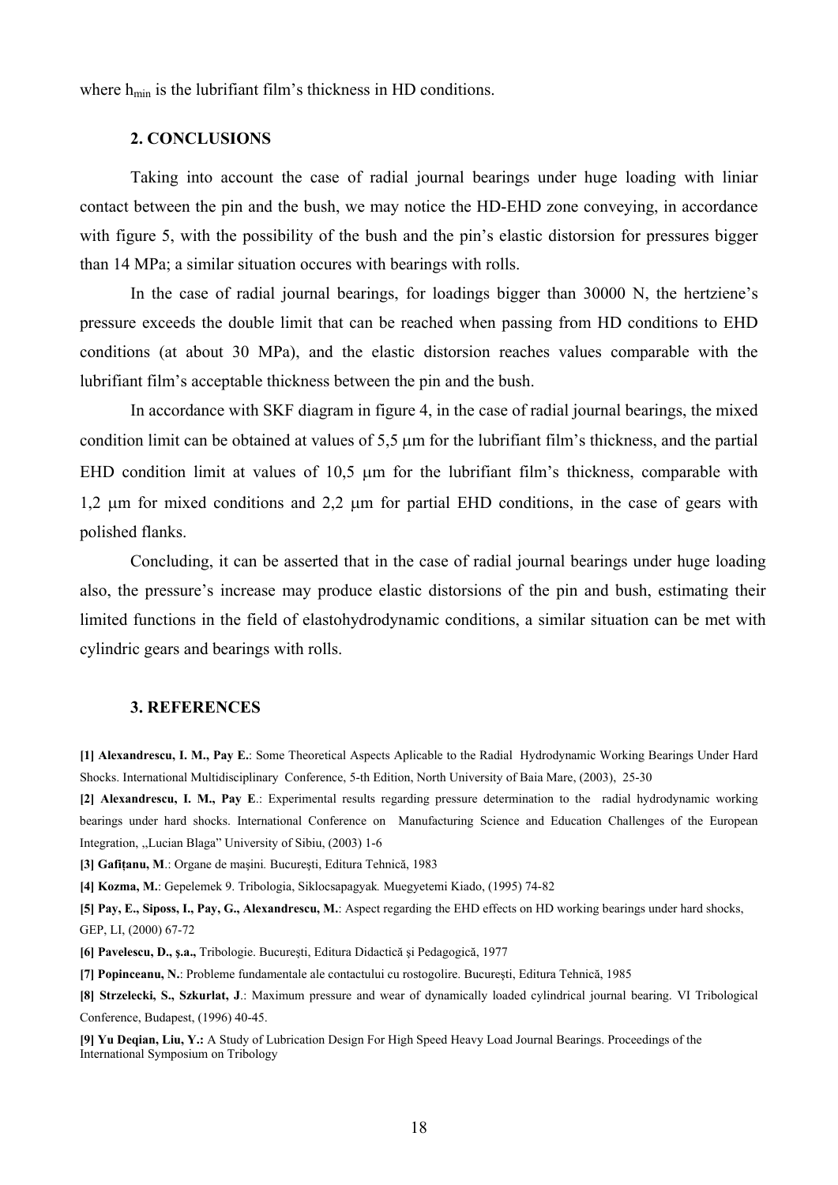where $h_{min}$ is the lubrifiant film's thickness in HD conditions.

## 2. CONCLUSIONS

Taking into account the case of radial journal bearings under huge loading with liniar contact between the pin and the bush, we may notice the HD-EHD zone conveying, in accordance with figure 5, with the possibility of the bush and the pin's elastic distorsion for pressures bigger than 14 MPa; a similar situation occures with bearings with rolls.

In the case of radial journal bearings, for loadings bigger than 30000 N, the hertziene's pressure exceeds the double limit that can be reached when passing from HD conditions to EHD conditions (at about 30 MPa), and the elastic distorsion reaches values comparable with the lubrifiant film's acceptable thickness between the pin and the bush.

In accordance with SKF diagram in figure 4, in the case of radial journal bearings, the mixed condition limit can be obtained at values of 5,5 μm for the lubrifiant film's thickness, and the partial EHD condition limit at values of 10,5 μm for the lubrifiant film's thickness, comparable with 1,2 μm for mixed conditions and 2,2 μm for partial EHD conditions, in the case of gears with polished flanks.

Concluding, it can be asserted that in the case of radial journal bearings under huge loading also, the pressure's increase may produce elastic distorsions of the pin and bush, estimating their limited functions in the field of elastohydrodynamic conditions, a similar situation can be met with cylindric gears and bearings with rolls.

## 3. REFERENCES

**[1] Alexandrescu, I. M., Pay E.**: Some Theoretical Aspects Aplicable to the Radial Hydrodynamic Working Bearings Under Hard Shocks. International Multidisciplinary Conference, 5-th Edition, North University of Baia Mare, (2003), 25-30

**[2] Alexandrescu, I. M., Pay E**.: Experimental results regarding pressure determination to the radial hydrodynamic working bearings under hard shocks. International Conference on Manufacturing Science and Education Challenges of the European Integration, ,,Lucian Blaga" University of Sibiu, (2003) 1-6

**[3] Gafiţanu, M**.: Organe de maşini. Bucureşti, Editura Tehnică, 1983

**[4] Kozma, M.**: Gepelemek 9. Tribologia, Siklocsapagyak. Muegyetemi Kiado, (1995) 74-82

**[5] Pay, E., Siposs, I., Pay, G., Alexandrescu, M.**: Aspect regarding the EHD effects on HD working bearings under hard shocks, GEP, LI, (2000) 67-72

**[6] Pavelescu, D., ş.a.,** Tribologie. Bucureşti, Editura Didactică şi Pedagogică, 1977

**[7] Popinceanu, N.**: Probleme fundamentale ale contactului cu rostogolire. Bucureşti, Editura Tehnică, 1985

**[8] Strzelecki, S., Szkurlat, J**.: Maximum pressure and wear of dynamically loaded cylindrical journal bearing. VI Tribological Conference, Budapest, (1996) 40-45.

**[9] Yu Deqian, Liu, Y.:** A Study of Lubrication Design For High Speed Heavy Load Journal Bearings. Proceedings of the International Symposium on Tribology